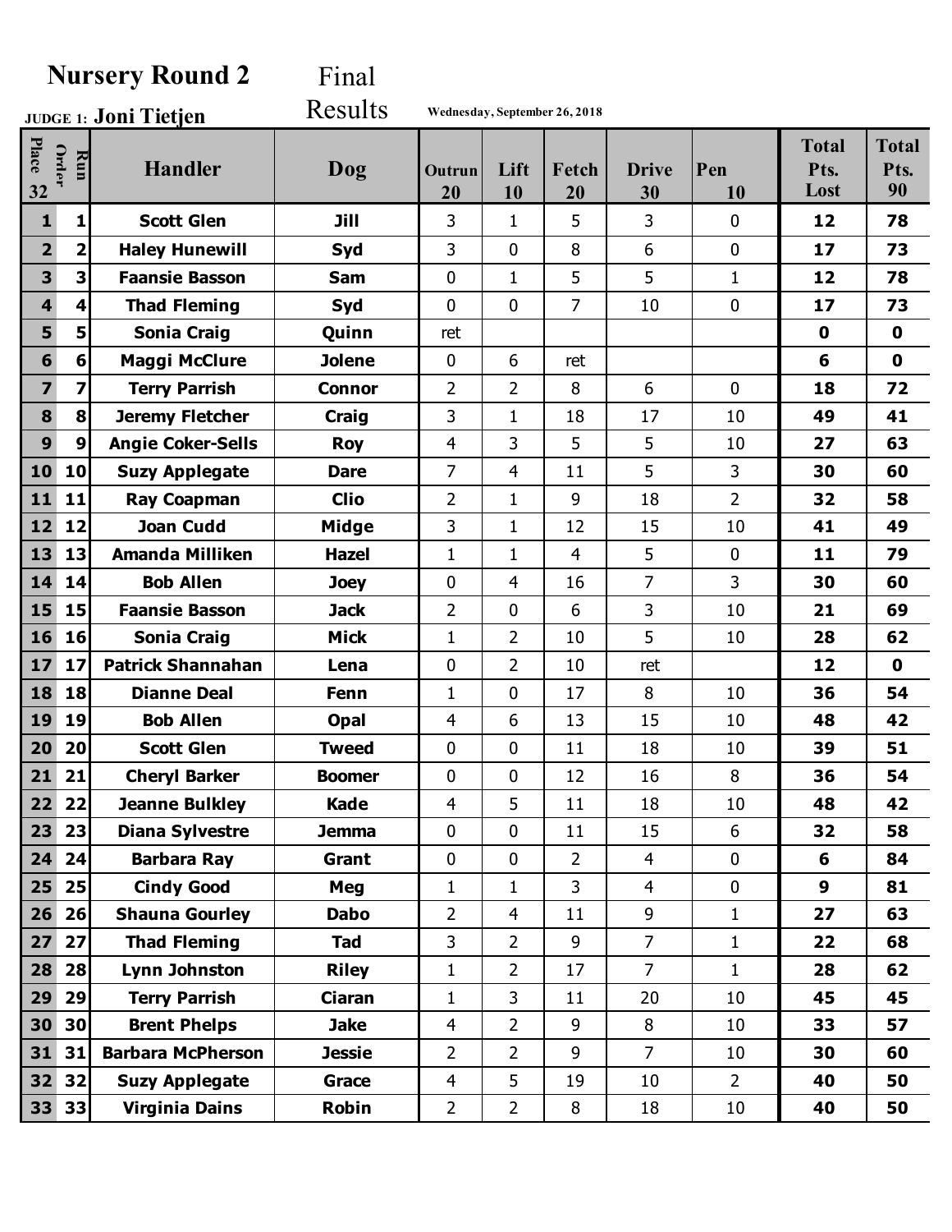# Nursery Round 2

Final Results

**JUDGE 1: Joni Tietjen**

**Wednesday, September 26, 2018**

| Place 32 | Run Order | Handler | Dog | Outrun 20 | Lift 10 | Fetch 20 | Drive 30 | Pen 10 | Total Pts. Lost | Total Pts. 90 |
|---|---|---|---|---|---|---|---|---|---|---|
| 1 | 1 | Scott Glen | Jill | 3 | 1 | 5 | 3 | 0 | 12 | 78 |
| 2 | 2 | Haley Hunewill | Syd | 3 | 0 | 8 | 6 | 0 | 17 | 73 |
| 3 | 3 | Faansie Basson | Sam | 0 | 1 | 5 | 5 | 1 | 12 | 78 |
| 4 | 4 | Thad Fleming | Syd | 0 | 0 | 7 | 10 | 0 | 17 | 73 |
| 5 | 5 | Sonia Craig | Quinn | ret | | | | | 0 | 0 |
| 6 | 6 | Maggi McClure | Jolene | 0 | 6 | ret | | | 6 | 0 |
| 7 | 7 | Terry Parrish | Connor | 2 | 2 | 8 | 6 | 0 | 18 | 72 |
| 8 | 8 | Jeremy Fletcher | Craig | 3 | 1 | 18 | 17 | 10 | 49 | 41 |
| 9 | 9 | Angie Coker-Sells | Roy | 4 | 3 | 5 | 5 | 10 | 27 | 63 |
| 10 | 10 | Suzy Applegate | Dare | 7 | 4 | 11 | 5 | 3 | 30 | 60 |
| 11 | 11 | Ray Coapman | Clio | 2 | 1 | 9 | 18 | 2 | 32 | 58 |
| 12 | 12 | Joan Cudd | Midge | 3 | 1 | 12 | 15 | 10 | 41 | 49 |
| 13 | 13 | Amanda Milliken | Hazel | 1 | 1 | 4 | 5 | 0 | 11 | 79 |
| 14 | 14 | Bob Allen | Joey | 0 | 4 | 16 | 7 | 3 | 30 | 60 |
| 15 | 15 | Faansie Basson | Jack | 2 | 0 | 6 | 3 | 10 | 21 | 69 |
| 16 | 16 | Sonia Craig | Mick | 1 | 2 | 10 | 5 | 10 | 28 | 62 |
| 17 | 17 | Patrick Shannahan | Lena | 0 | 2 | 10 | ret | | 12 | 0 |
| 18 | 18 | Dianne Deal | Fenn | 1 | 0 | 17 | 8 | 10 | 36 | 54 |
| 19 | 19 | Bob Allen | Opal | 4 | 6 | 13 | 15 | 10 | 48 | 42 |
| 20 | 20 | Scott Glen | Tweed | 0 | 0 | 11 | 18 | 10 | 39 | 51 |
| 21 | 21 | Cheryl Barker | Boomer | 0 | 0 | 12 | 16 | 8 | 36 | 54 |
| 22 | 22 | Jeanne Bulkley | Kade | 4 | 5 | 11 | 18 | 10 | 48 | 42 |
| 23 | 23 | Diana Sylvestre | Jemma | 0 | 0 | 11 | 15 | 6 | 32 | 58 |
| 24 | 24 | Barbara Ray | Grant | 0 | 0 | 2 | 4 | 0 | 6 | 84 |
| 25 | 25 | Cindy Good | Meg | 1 | 1 | 3 | 4 | 0 | 9 | 81 |
| 26 | 26 | Shauna Gourley | Dabo | 2 | 4 | 11 | 9 | 1 | 27 | 63 |
| 27 | 27 | Thad Fleming | Tad | 3 | 2 | 9 | 7 | 1 | 22 | 68 |
| 28 | 28 | Lynn Johnston | Riley | 1 | 2 | 17 | 7 | 1 | 28 | 62 |
| 29 | 29 | Terry Parrish | Ciaran | 1 | 3 | 11 | 20 | 10 | 45 | 45 |
| 30 | 30 | Brent Phelps | Jake | 4 | 2 | 9 | 8 | 10 | 33 | 57 |
| 31 | 31 | Barbara McPherson | Jessie | 2 | 2 | 9 | 7 | 10 | 30 | 60 |
| 32 | 32 | Suzy Applegate | Grace | 4 | 5 | 19 | 10 | 2 | 40 | 50 |
| 33 | 33 | Virginia Dains | Robin | 2 | 2 | 8 | 18 | 10 | 40 | 50 |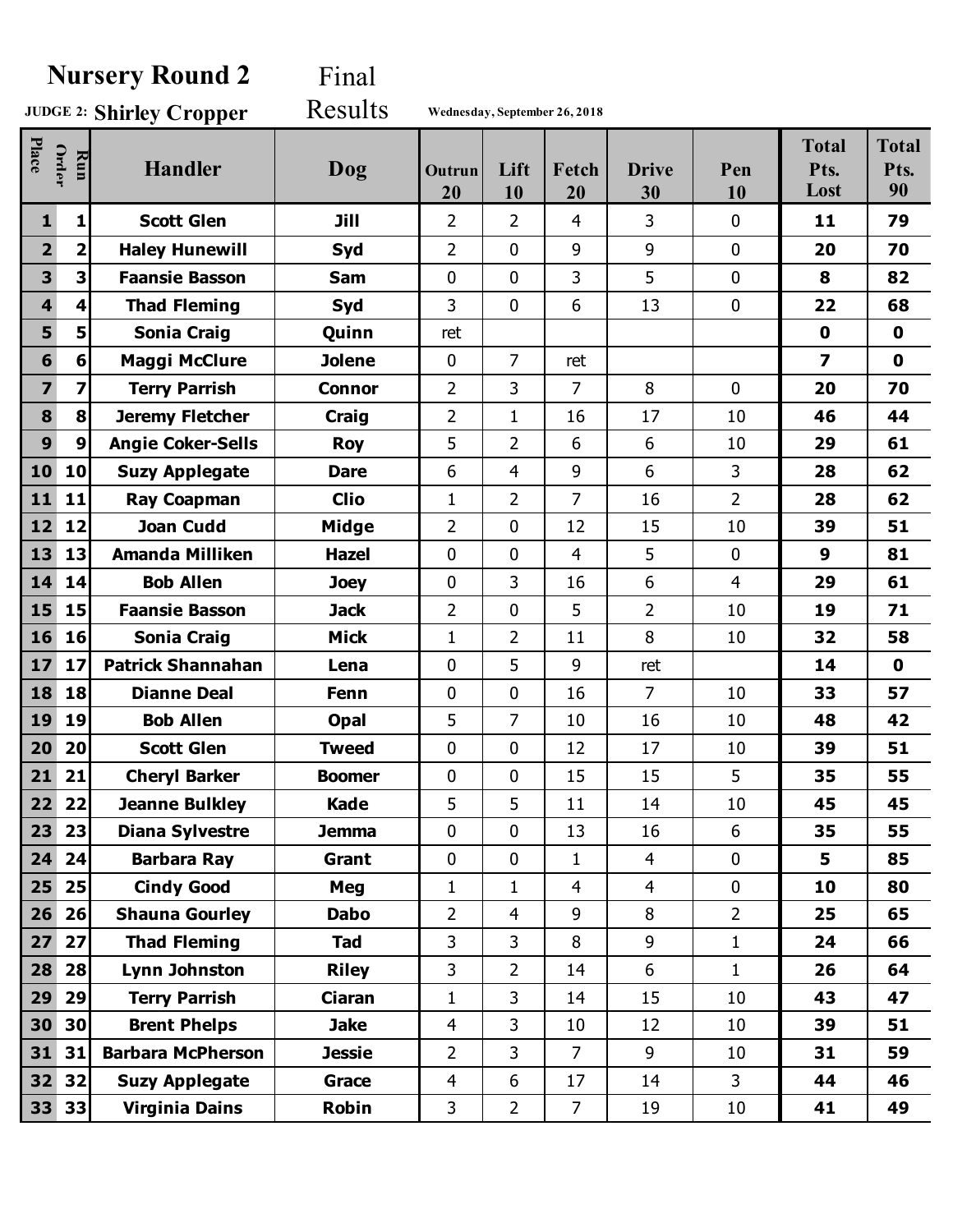# Nursery Round 2

Final Results

**JUDGE 2: Shirley Cropper**

**Wednesday, September 26, 2018**

| Place | Run Order | Handler | Dog | Outrun 20 | Lift 10 | Fetch 20 | Drive 30 | Pen 10 | Total Pts. Lost | Total Pts. 90 |
|---|---|---|---|---|---|---|---|---|---|---|
| 1 | 1 | Scott Glen | Jill | 2 | 2 | 4 | 3 | 0 | 11 | 79 |
| 2 | 2 | Haley Hunewill | Syd | 2 | 0 | 9 | 9 | 0 | 20 | 70 |
| 3 | 3 | Faansie Basson | Sam | 0 | 0 | 3 | 5 | 0 | 8 | 82 |
| 4 | 4 | Thad Fleming | Syd | 3 | 0 | 6 | 13 | 0 | 22 | 68 |
| 5 | 5 | Sonia Craig | Quinn | ret | | | | | 0 | 0 |
| 6 | 6 | Maggi McClure | Jolene | 0 | 7 | ret | | | 7 | 0 |
| 7 | 7 | Terry Parrish | Connor | 2 | 3 | 7 | 8 | 0 | 20 | 70 |
| 8 | 8 | Jeremy Fletcher | Craig | 2 | 1 | 16 | 17 | 10 | 46 | 44 |
| 9 | 9 | Angie Coker-Sells | Roy | 5 | 2 | 6 | 6 | 10 | 29 | 61 |
| 10 | 10 | Suzy Applegate | Dare | 6 | 4 | 9 | 6 | 3 | 28 | 62 |
| 11 | 11 | Ray Coapman | Clio | 1 | 2 | 7 | 16 | 2 | 28 | 62 |
| 12 | 12 | Joan Cudd | Midge | 2 | 0 | 12 | 15 | 10 | 39 | 51 |
| 13 | 13 | Amanda Milliken | Hazel | 0 | 0 | 4 | 5 | 0 | 9 | 81 |
| 14 | 14 | Bob Allen | Joey | 0 | 3 | 16 | 6 | 4 | 29 | 61 |
| 15 | 15 | Faansie Basson | Jack | 2 | 0 | 5 | 2 | 10 | 19 | 71 |
| 16 | 16 | Sonia Craig | Mick | 1 | 2 | 11 | 8 | 10 | 32 | 58 |
| 17 | 17 | Patrick Shannahan | Lena | 0 | 5 | 9 | ret | | 14 | 0 |
| 18 | 18 | Dianne Deal | Fenn | 0 | 0 | 16 | 7 | 10 | 33 | 57 |
| 19 | 19 | Bob Allen | Opal | 5 | 7 | 10 | 16 | 10 | 48 | 42 |
| 20 | 20 | Scott Glen | Tweed | 0 | 0 | 12 | 17 | 10 | 39 | 51 |
| 21 | 21 | Cheryl Barker | Boomer | 0 | 0 | 15 | 15 | 5 | 35 | 55 |
| 22 | 22 | Jeanne Bulkley | Kade | 5 | 5 | 11 | 14 | 10 | 45 | 45 |
| 23 | 23 | Diana Sylvestre | Jemma | 0 | 0 | 13 | 16 | 6 | 35 | 55 |
| 24 | 24 | Barbara Ray | Grant | 0 | 0 | 1 | 4 | 0 | 5 | 85 |
| 25 | 25 | Cindy Good | Meg | 1 | 1 | 4 | 4 | 0 | 10 | 80 |
| 26 | 26 | Shauna Gourley | Dabo | 2 | 4 | 9 | 8 | 2 | 25 | 65 |
| 27 | 27 | Thad Fleming | Tad | 3 | 3 | 8 | 9 | 1 | 24 | 66 |
| 28 | 28 | Lynn Johnston | Riley | 3 | 2 | 14 | 6 | 1 | 26 | 64 |
| 29 | 29 | Terry Parrish | Ciaran | 1 | 3 | 14 | 15 | 10 | 43 | 47 |
| 30 | 30 | Brent Phelps | Jake | 4 | 3 | 10 | 12 | 10 | 39 | 51 |
| 31 | 31 | Barbara McPherson | Jessie | 2 | 3 | 7 | 9 | 10 | 31 | 59 |
| 32 | 32 | Suzy Applegate | Grace | 4 | 6 | 17 | 14 | 3 | 44 | 46 |
| 33 | 33 | Virginia Dains | Robin | 3 | 2 | 7 | 19 | 10 | 41 | 49 |